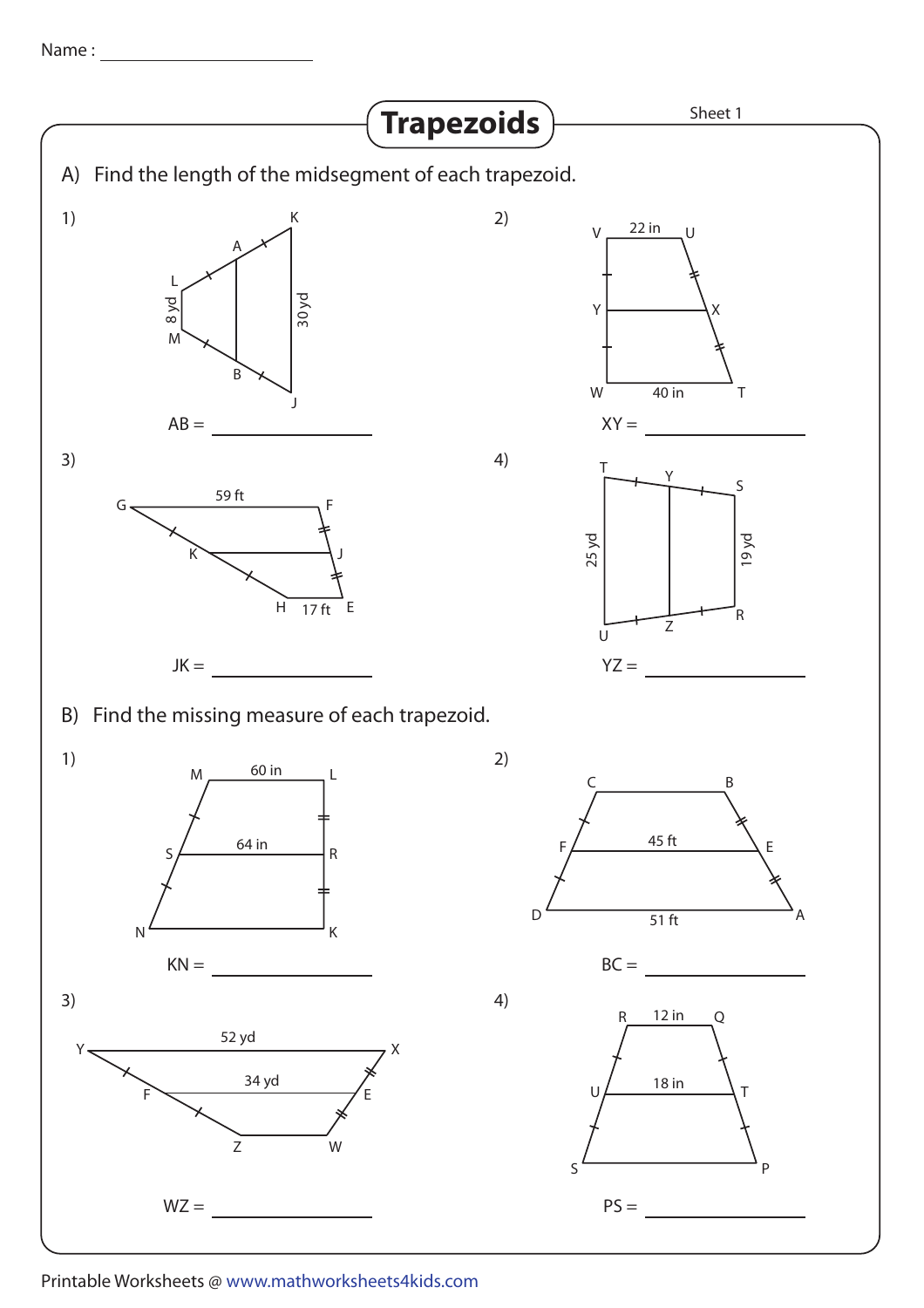Name : ____________________

# Trapezoids

Sheet 1

## A) Find the length of the midsegment of each trapezoid.

1) L, M: 8 yd; K, J: 30 yd

AB = ____________

2) VU: 22 in; WT: 40 in

XY = ____________

3) GF: 59 ft; HE: 17 ft

JK = ____________

4) TU: 25 yd; SR: 19 yd

YZ = ____________

## B) Find the missing measure of each trapezoid.

1) ML: 60 in; SR: 64 in

KN = ____________

2) FE: 45 ft; DA: 51 ft

BC = ____________

3) YX: 52 yd; FE: 34 yd

WZ = ____________

4) RQ: 12 in; UT: 18 in

PS = ____________

Printable Worksheets @ www.mathworksheets4kids.com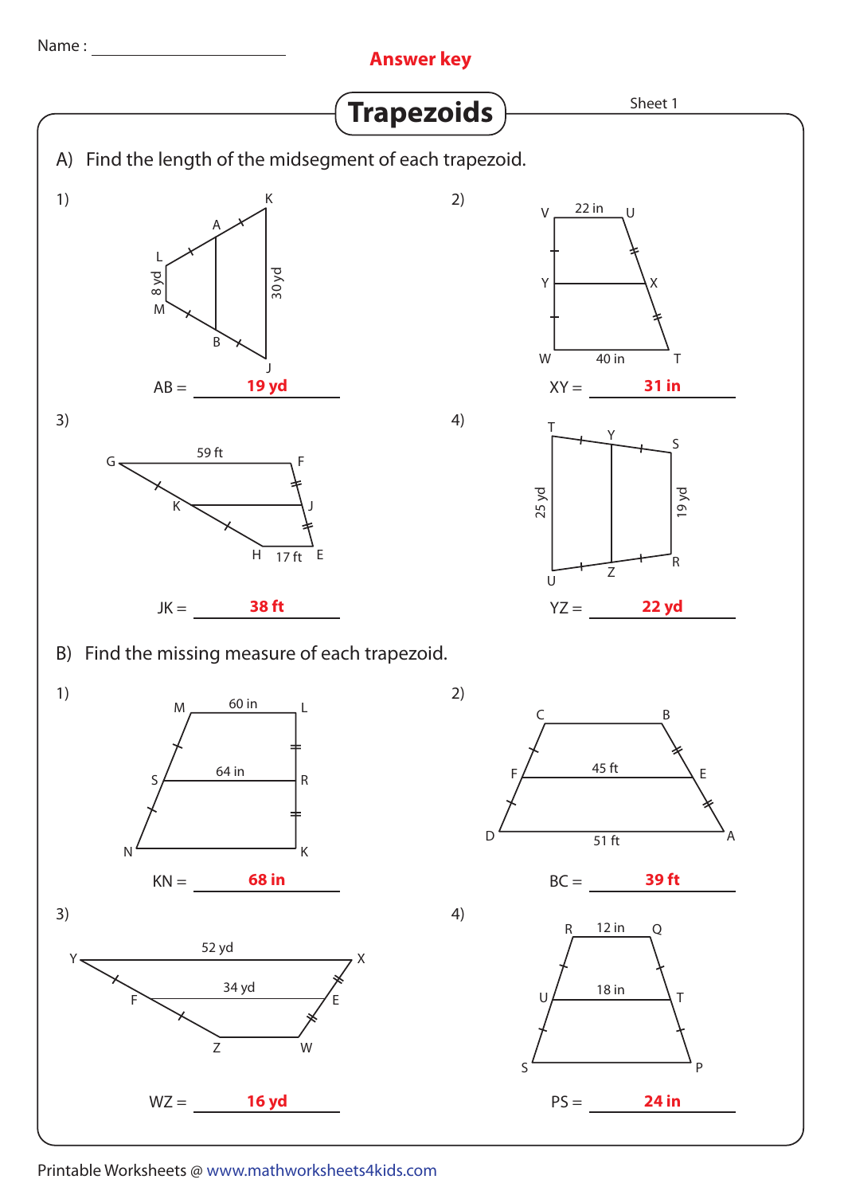Name : ____________________

**Answer key**

# Trapezoids

Sheet 1

## A) Find the length of the midsegment of each trapezoid.

1)

L
K
A
8 yd
30 yd
M
B
J

AB = **19 yd**

2)

V
22 in
U
Y
X
W
40 in
T

XY = **31 in**

3)

G
59 ft
F
K
J
H
17 ft
E

JK = **38 ft**

4)

T
Y
S
25 yd
19 yd
U
Z
R

YZ = **22 yd**

## B) Find the missing measure of each trapezoid.

1)

M
60 in
L
S
64 in
R
N
K

KN = **68 in**

2)

C
B
F
45 ft
E
D
51 ft
A

BC = **39 ft**

3)

Y
52 yd
X
F
34 yd
E
Z
W

WZ = **16 yd**

4)

R
12 in
Q
U
18 in
T
S
P

PS = **24 in**

Printable Worksheets @ www.mathworksheets4kids.com